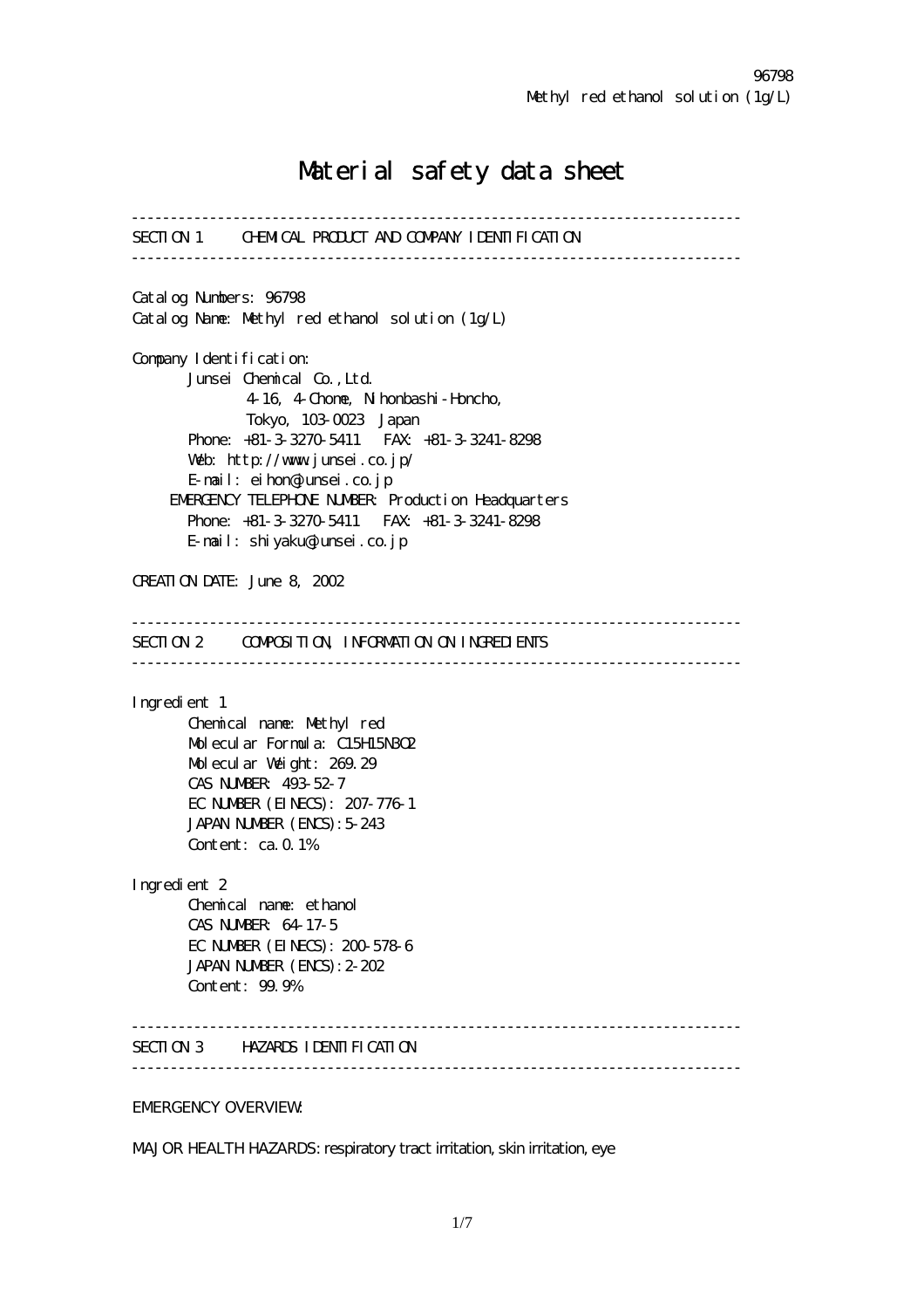96798
Methyl red ethanol solution (1g/L)

# Material safety data sheet

---

## SECTION 1 CHEMICAL PRODUCT AND COMPANY IDENTIFICATION

---

Catalog Numbers: 96798
Catalog Name: Methyl red ethanol solution (1g/L)

Company Identification:
Junsei Chemical Co.,Ltd.
4-16, 4-Chome, Nihonbashi-Honcho,
Tokyo, 103-0023 Japan
Phone: +81-3-3270-5411 FAX: +81-3-3241-8298
Web: http://www.junsei.co.jp/
E-mail: eihon@junsei.co.jp
EMERGENCY TELEPHONE NUMBER: Production Headquarters
Phone: +81-3-3270-5411 FAX: +81-3-3241-8298
E-mail: shiyaku@junsei.co.jp

CREATION DATE: June 8, 2002

---

## SECTION 2 COMPOSITION, INFORMATION ON INGREDIENTS

---

Ingredient 1
Chemical name: Methyl red
Molecular Formula: $C_{15}H_{15}N_3O_2$
Molecular Weight: 269.29
CAS NUMBER: 493-52-7
EC NUMBER (EINECS): 207-776-1
JAPAN NUMBER (ENCS): 5-243
Content: ca. 0.1%

Ingredient 2
Chemical name: ethanol
CAS NUMBER: 64-17-5
EC NUMBER (EINECS): 200-578-6
JAPAN NUMBER (ENCS): 2-202
Content: 99.9%

---

## SECTION 3 HAZARDS IDENTIFICATION

---

EMERGENCY OVERVIEW:

MAJOR HEALTH HAZARDS: respiratory tract irritation, skin irritation, eye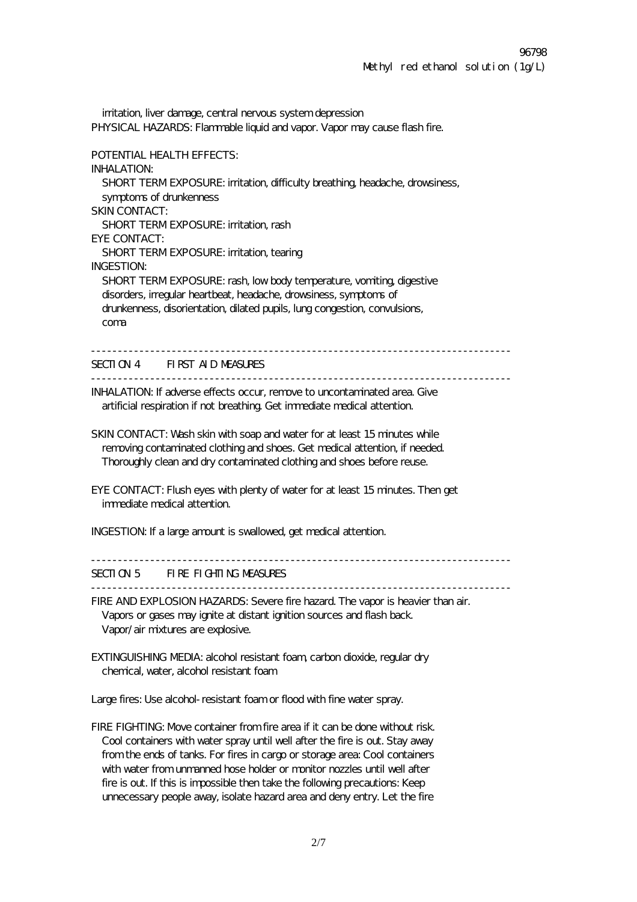irritation, liver damage, central nervous system depression

PHYSICAL HAZARDS: Flammable liquid and vapor. Vapor may cause flash fire.

POTENTIAL HEALTH EFFECTS:

INHALATION:
   SHORT TERM EXPOSURE: irritation, difficulty breathing, headache, drowsiness, symptoms of drunkenness

SKIN CONTACT:
   SHORT TERM EXPOSURE: irritation, rash

EYE CONTACT:
   SHORT TERM EXPOSURE: irritation, tearing

INGESTION:
   SHORT TERM EXPOSURE: rash, low body temperature, vomiting, digestive disorders, irregular heartbeat, headache, drowsiness, symptoms of drunkenness, disorientation, dilated pupils, lung congestion, convulsions, coma

---

## SECTION 4 FIRST AID MEASURES

---

INHALATION: If adverse effects occur, remove to uncontaminated area. Give artificial respiration if not breathing. Get immediate medical attention.

SKIN CONTACT: Wash skin with soap and water for at least 15 minutes while removing contaminated clothing and shoes. Get medical attention, if needed. Thoroughly clean and dry contaminated clothing and shoes before reuse.

EYE CONTACT: Flush eyes with plenty of water for at least 15 minutes. Then get immediate medical attention.

INGESTION: If a large amount is swallowed, get medical attention.

---

## SECTION 5 FIRE FIGHTING MEASURES

---

FIRE AND EXPLOSION HAZARDS: Severe fire hazard. The vapor is heavier than air. Vapors or gases may ignite at distant ignition sources and flash back. Vapor/air mixtures are explosive.

EXTINGUISHING MEDIA: alcohol resistant foam, carbon dioxide, regular dry chemical, water, alcohol resistant foam

Large fires: Use alcohol-resistant foam or flood with fine water spray.

FIRE FIGHTING: Move container from fire area if it can be done without risk. Cool containers with water spray until well after the fire is out. Stay away from the ends of tanks. For fires in cargo or storage area: Cool containers with water from unmanned hose holder or monitor nozzles until well after fire is out. If this is impossible then take the following precautions: Keep unnecessary people away, isolate hazard area and deny entry. Let the fire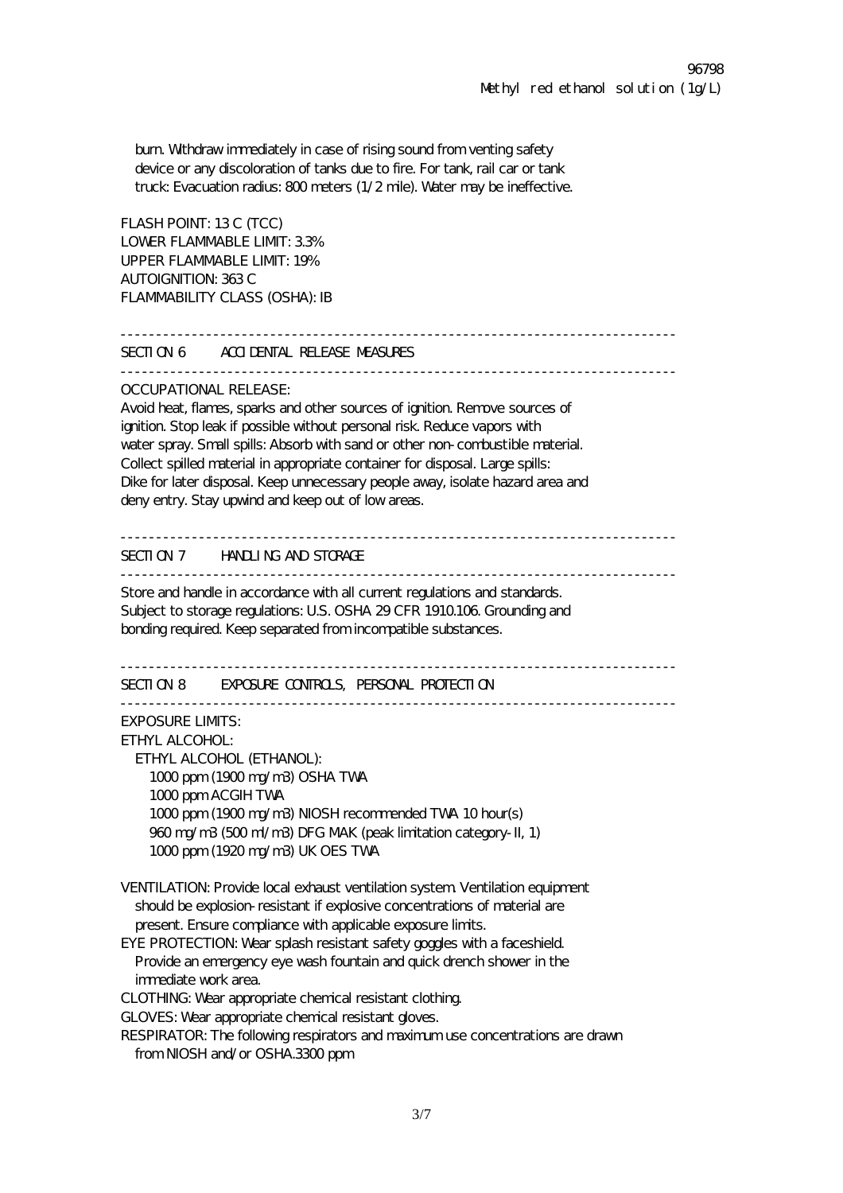burn. Withdraw immediately in case of rising sound from venting safety device or any discoloration of tanks due to fire. For tank, rail car or tank truck: Evacuation radius: 800 meters (1/2 mile). Water may be ineffective.

FLASH POINT: 13 C (TCC)
LOWER FLAMMABLE LIMIT: 3.3%
UPPER FLAMMABLE LIMIT: 19%
AUTOIGNITION: 363 C
FLAMMABILITY CLASS (OSHA): IB

---

## SECTION 6 ACCIDENTAL RELEASE MEASURES

---

OCCUPATIONAL RELEASE:
Avoid heat, flames, sparks and other sources of ignition. Remove sources of ignition. Stop leak if possible without personal risk. Reduce vapors with water spray. Small spills: Absorb with sand or other non-combustible material. Collect spilled material in appropriate container for disposal. Large spills: Dike for later disposal. Keep unnecessary people away, isolate hazard area and deny entry. Stay upwind and keep out of low areas.

---

## SECTION 7 HANDLING AND STORAGE

---

Store and handle in accordance with all current regulations and standards. Subject to storage regulations: U.S. OSHA 29 CFR 1910.106. Grounding and bonding required. Keep separated from incompatible substances.

---

## SECTION 8 EXPOSURE CONTROLS, PERSONAL PROTECTION

---

EXPOSURE LIMITS:
ETHYL ALCOHOL:
ETHYL ALCOHOL (ETHANOL):
1000 ppm (1900 mg/m3) OSHA TWA
1000 ppm ACGIH TWA
1000 ppm (1900 mg/m3) NIOSH recommended TWA 10 hour(s)
960 mg/m3 (500 ml/m3) DFG MAK (peak limitation category-II, 1)
1000 ppm (1920 mg/m3) UK OES TWA

VENTILATION: Provide local exhaust ventilation system. Ventilation equipment should be explosion-resistant if explosive concentrations of material are present. Ensure compliance with applicable exposure limits.
EYE PROTECTION: Wear splash resistant safety goggles with a faceshield. Provide an emergency eye wash fountain and quick drench shower in the immediate work area.
CLOTHING: Wear appropriate chemical resistant clothing.
GLOVES: Wear appropriate chemical resistant gloves.
RESPIRATOR: The following respirators and maximum use concentrations are drawn from NIOSH and/or OSHA.3300 ppm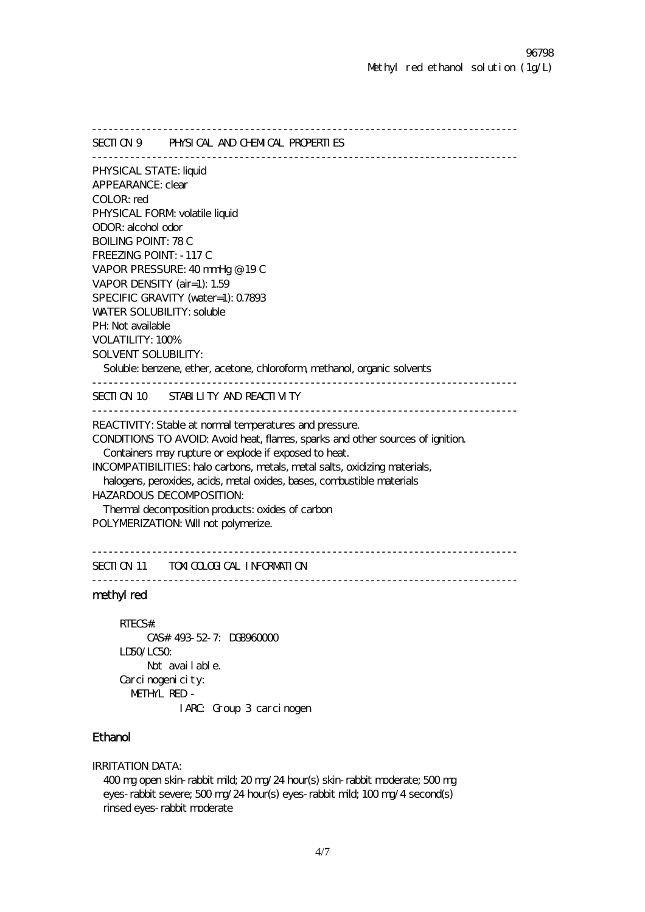---

## SECTION 9 PHYSICAL AND CHEMICAL PROPERTIES

---

PHYSICAL STATE: liquid
APPEARANCE: clear
COLOR: red
PHYSICAL FORM: volatile liquid
ODOR: alcohol odor
BOILING POINT: 78 C
FREEZING POINT: -117 C
VAPOR PRESSURE: 40 mmHg @ 19 C
VAPOR DENSITY (air=1): 1.59
SPECIFIC GRAVITY (water=1): 0.7893
WATER SOLUBILITY: soluble
PH: Not available
VOLATILITY: 100%
SOLVENT SOLUBILITY:
Soluble: benzene, ether, acetone, chloroform, methanol, organic solvents

---

## SECTION 10 STABILITY AND REACTIVITY

---

REACTIVITY: Stable at normal temperatures and pressure.
CONDITIONS TO AVOID: Avoid heat, flames, sparks and other sources of ignition.
Containers may rupture or explode if exposed to heat.
INCOMPATIBILITIES: halo carbons, metals, metal salts, oxidizing materials,
halogens, peroxides, acids, metal oxides, bases, combustible materials
HAZARDOUS DECOMPOSITION:
Thermal decomposition products: oxides of carbon
POLYMERIZATION: Will not polymerize.

---

## SECTION 11 TOXICOLOGICAL INFORMATION

---

### methyl red

RTECS#:
CAS# 493-52-7: DG8960000
LD50/LC50:
Not available.
Carcinogenicity:
METHYL RED -
IARC: Group 3 carcinogen

### Ethanol

IRRITATION DATA:
400 mg open skin-rabbit mild; 20 mg/24 hour(s) skin-rabbit moderate; 500 mg eyes-rabbit severe; 500 mg/24 hour(s) eyes-rabbit mild; 100 mg/4 second(s) rinsed eyes-rabbit moderate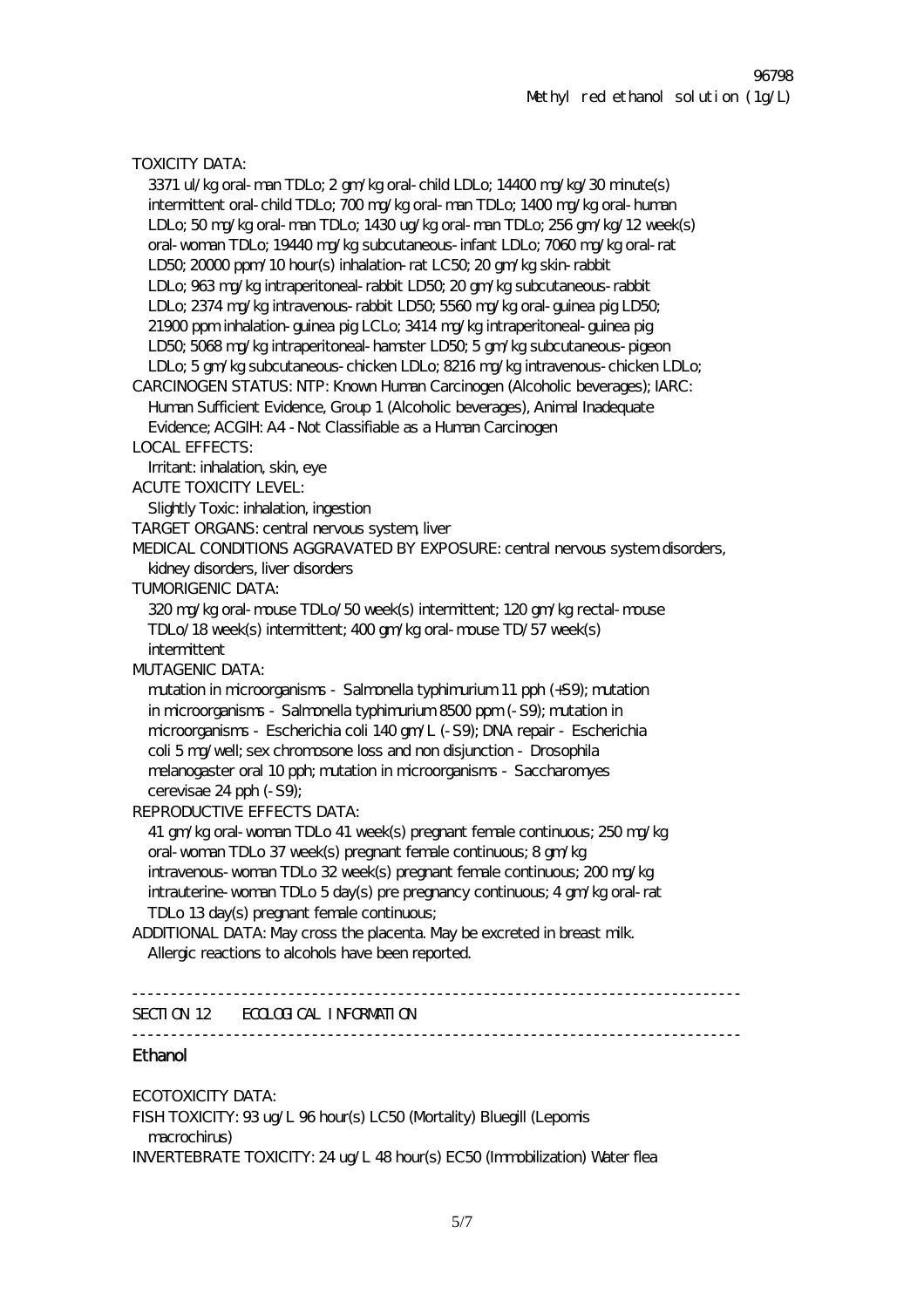TOXICITY DATA:

3371 ul/kg oral-man TDLo; 2 gm/kg oral-child LDLo; 14400 mg/kg/30 minute(s) intermittent oral-child TDLo; 700 mg/kg oral-man TDLo; 1400 mg/kg oral-human LDLo; 50 mg/kg oral-man TDLo; 1430 ug/kg oral-man TDLo; 256 gm/kg/12 week(s) oral-woman TDLo; 19440 mg/kg subcutaneous-infant LDLo; 7060 mg/kg oral-rat LD50; 20000 ppm/10 hour(s) inhalation-rat LC50; 20 gm/kg skin-rabbit LDLo; 963 mg/kg intraperitoneal-rabbit LD50; 20 gm/kg subcutaneous-rabbit LDLo; 2374 mg/kg intravenous-rabbit LD50; 5560 mg/kg oral-guinea pig LD50; 21900 ppm inhalation-guinea pig LCLo; 3414 mg/kg intraperitoneal-guinea pig LD50; 5068 mg/kg intraperitoneal-hamster LD50; 5 gm/kg subcutaneous-pigeon LDLo; 5 gm/kg subcutaneous-chicken LDLo; 8216 mg/kg intravenous-chicken LDLo;

CARCINOGEN STATUS: NTP: Known Human Carcinogen (Alcoholic beverages); IARC: Human Sufficient Evidence, Group 1 (Alcoholic beverages), Animal Inadequate Evidence; ACGIH: A4 -Not Classifiable as a Human Carcinogen

LOCAL EFFECTS:

Irritant: inhalation, skin, eye

ACUTE TOXICITY LEVEL:

Slightly Toxic: inhalation, ingestion

TARGET ORGANS: central nervous system, liver

MEDICAL CONDITIONS AGGRAVATED BY EXPOSURE: central nervous system disorders, kidney disorders, liver disorders

TUMORIGENIC DATA:

320 mg/kg oral-mouse TDLo/50 week(s) intermittent; 120 gm/kg rectal-mouse TDLo/18 week(s) intermittent; 400 gm/kg oral-mouse TD/57 week(s) intermittent

MUTAGENIC DATA:

mutation in microorganisms - Salmonella typhimurium 11 pph (+S9); mutation in microorganisms - Salmonella typhimurium 8500 ppm (-S9); mutation in microorganisms - Escherichia coli 140 gm/L (-S9); DNA repair - Escherichia coli 5 mg/well; sex chromosome loss and non disjunction - Drosophila melanogaster oral 10 pph; mutation in microorganisms - Saccharomyes cerevisae 24 pph (-S9);

REPRODUCTIVE EFFECTS DATA:

41 gm/kg oral-woman TDLo 41 week(s) pregnant female continuous; 250 mg/kg oral-woman TDLo 37 week(s) pregnant female continuous; 8 gm/kg intravenous-woman TDLo 32 week(s) pregnant female continuous; 200 mg/kg intrauterine-woman TDLo 5 day(s) pre pregnancy continuous; 4 gm/kg oral-rat TDLo 13 day(s) pregnant female continuous;

ADDITIONAL DATA: May cross the placenta. May be excreted in breast milk. Allergic reactions to alcohols have been reported.

---

## SECTION 12 ECOLOGICAL INFORMATION

---

### Ethanol

ECOTOXICITY DATA:

FISH TOXICITY: 93 ug/L 96 hour(s) LC50 (Mortality) Bluegill (Lepomis macrochirus)

INVERTEBRATE TOXICITY: 24 ug/L 48 hour(s) EC50 (Immobilization) Water flea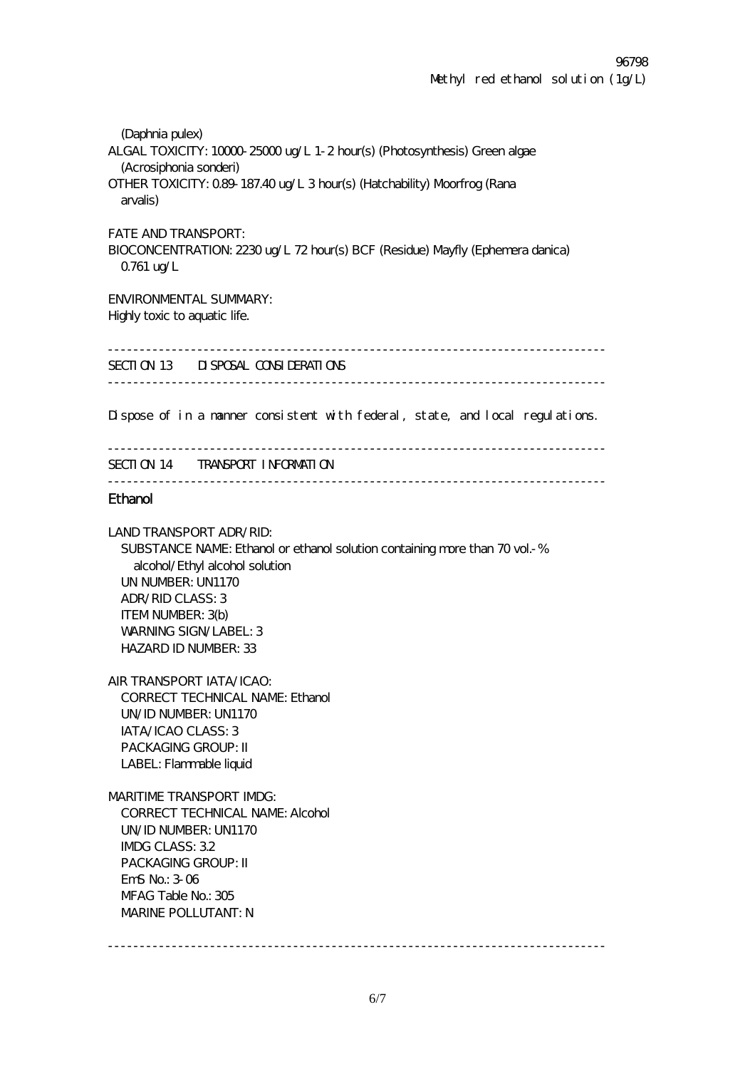(Daphnia pulex)
ALGAL TOXICITY: 10000-25000 ug/L 1-2 hour(s) (Photosynthesis) Green algae (Acrosiphonia sonderi)
OTHER TOXICITY: 0.89-187.40 ug/L 3 hour(s) (Hatchability) Moorfrog (Rana arvalis)

FATE AND TRANSPORT:
BIOCONCENTRATION: 2230 ug/L 72 hour(s) BCF (Residue) Mayfly (Ephemera danica) 0.761 ug/L

ENVIRONMENTAL SUMMARY:
Highly toxic to aquatic life.

---

## SECTION 13 DISPOSAL CONSIDERATIONS

---

Dispose of in a manner consistent with federal, state, and local regulations.

---

## SECTION 14 TRANSPORT INFORMATION

---

### Ethanol

LAND TRANSPORT ADR/RID:
- SUBSTANCE NAME: Ethanol or ethanol solution containing more than 70 vol.-% alcohol/Ethyl alcohol solution
- UN NUMBER: UN1170
- ADR/RID CLASS: 3
- ITEM NUMBER: 3(b)
- WARNING SIGN/LABEL: 3
- HAZARD ID NUMBER: 33

AIR TRANSPORT IATA/ICAO:
- CORRECT TECHNICAL NAME: Ethanol
- UN/ID NUMBER: UN1170
- IATA/ICAO CLASS: 3
- PACKAGING GROUP: II
- LABEL: Flammable liquid

MARITIME TRANSPORT IMDG:
- CORRECT TECHNICAL NAME: Alcohol
- UN/ID NUMBER: UN1170
- IMDG CLASS: 3.2
- PACKAGING GROUP: II
- EmS No.: 3-06
- MFAG Table No.: 305
- MARINE POLLUTANT: N

---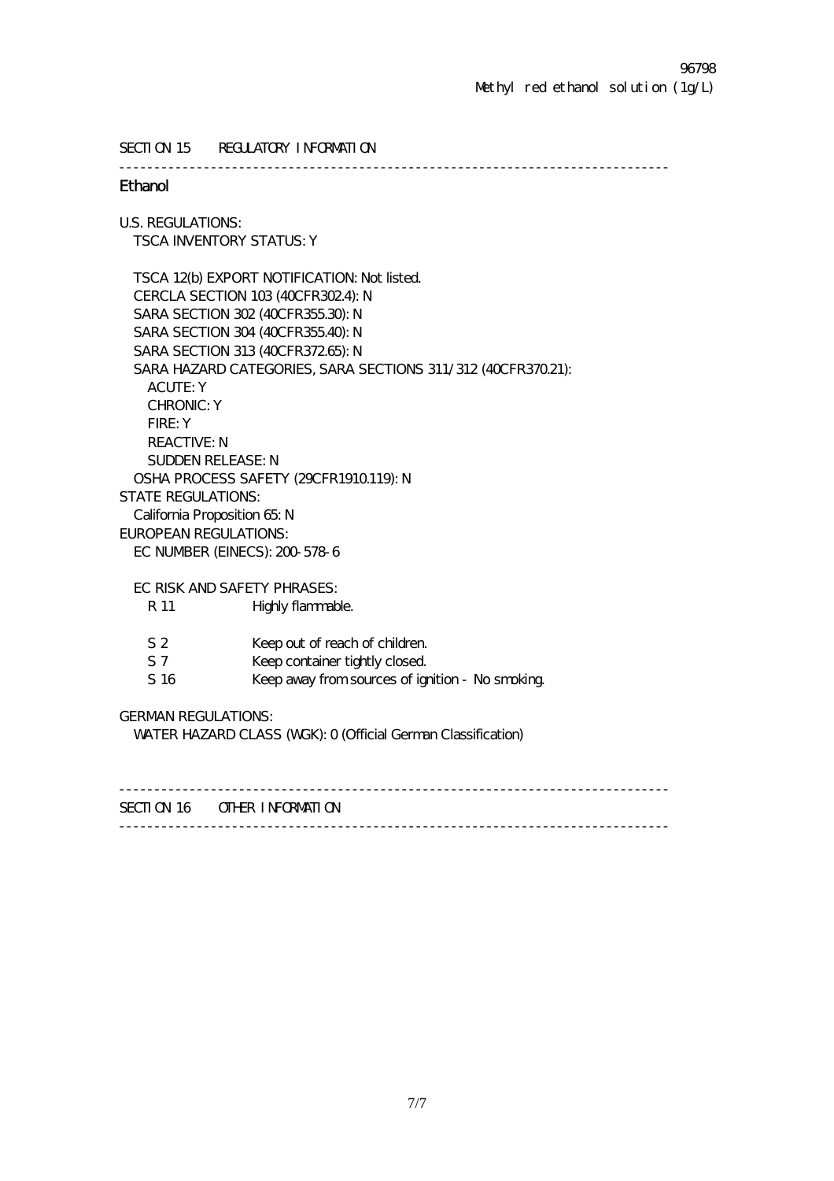## SECTION 15 REGULATORY INFORMATION

---

**Ethanol**

U.S. REGULATIONS:
  TSCA INVENTORY STATUS: Y

  TSCA 12(b) EXPORT NOTIFICATION: Not listed.
  CERCLA SECTION 103 (40CFR302.4): N
  SARA SECTION 302 (40CFR355.30): N
  SARA SECTION 304 (40CFR355.40): N
  SARA SECTION 313 (40CFR372.65): N
  SARA HAZARD CATEGORIES, SARA SECTIONS 311/312 (40CFR370.21):
    ACUTE: Y
    CHRONIC: Y
    FIRE: Y
    REACTIVE: N
    SUDDEN RELEASE: N
  OSHA PROCESS SAFETY (29CFR1910.119): N
STATE REGULATIONS:
  California Proposition 65: N
EUROPEAN REGULATIONS:
  EC NUMBER (EINECS): 200-578-6

  EC RISK AND SAFETY PHRASES:

| | |
|---|---|
| R 11 | Highly flammable. |
| S 2 | Keep out of reach of children. |
| S 7 | Keep container tightly closed. |
| S 16 | Keep away from sources of ignition - No smoking. |

GERMAN REGULATIONS:
  WATER HAZARD CLASS (WGK): 0 (Official German Classification)

---

## SECTION 16 OTHER INFORMATION

---